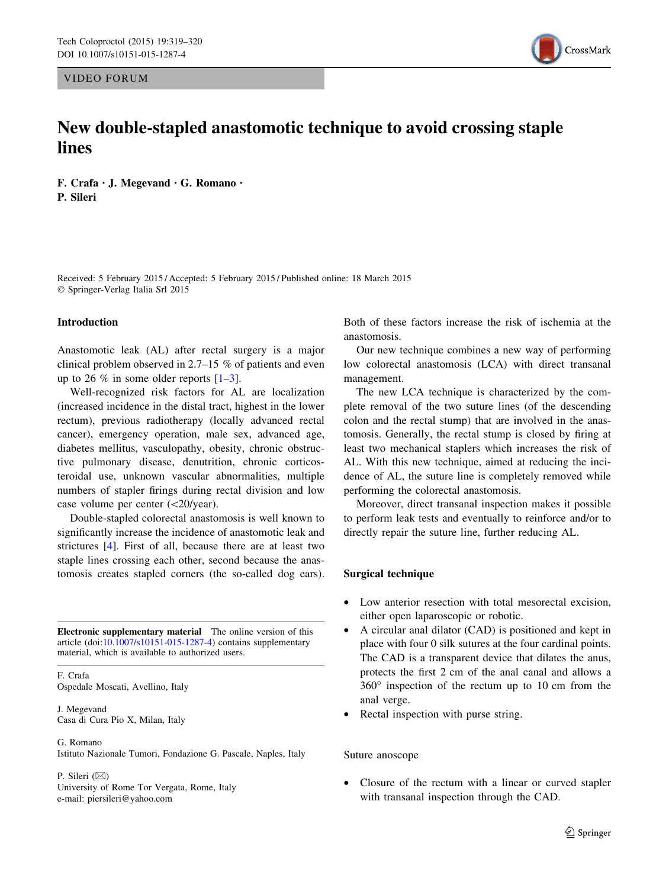VIDEO FORUM

# New double-stapled anastomotic technique to avoid crossing staple lines

**F. Crafa · J. Megevand · G. Romano · P. Sileri**

Received: 5 February 2015 / Accepted: 5 February 2015 / Published online: 18 March 2015
© Springer-Verlag Italia Srl 2015

## Introduction

Anastomotic leak (AL) after rectal surgery is a major clinical problem observed in 2.7–15 % of patients and even up to 26 % in some older reports [1–3].

Well-recognized risk factors for AL are localization (increased incidence in the distal tract, highest in the lower rectum), previous radiotherapy (locally advanced rectal cancer), emergency operation, male sex, advanced age, diabetes mellitus, vasculopathy, obesity, chronic obstructive pulmonary disease, denutrition, chronic corticosteroidal use, unknown vascular abnormalities, multiple numbers of stapler firings during rectal division and low case volume per center (<20/year).

Double-stapled colorectal anastomosis is well known to significantly increase the incidence of anastomotic leak and strictures [4]. First of all, because there are at least two staple lines crossing each other, second because the anastomosis creates stapled corners (the so-called dog ears). Both of these factors increase the risk of ischemia at the anastomosis.

Our new technique combines a new way of performing low colorectal anastomosis (LCA) with direct transanal management.

The new LCA technique is characterized by the complete removal of the two suture lines (of the descending colon and the rectal stump) that are involved in the anastomosis. Generally, the rectal stump is closed by firing at least two mechanical staplers which increases the risk of AL. With this new technique, aimed at reducing the incidence of AL, the suture line is completely removed while performing the colorectal anastomosis.

Moreover, direct transanal inspection makes it possible to perform leak tests and eventually to reinforce and/or to directly repair the suture line, further reducing AL.

## Surgical technique

- Low anterior resection with total mesorectal excision, either open laparoscopic or robotic.
- A circular anal dilator (CAD) is positioned and kept in place with four 0 silk sutures at the four cardinal points. The CAD is a transparent device that dilates the anus, protects the first 2 cm of the anal canal and allows a 360° inspection of the rectum up to 10 cm from the anal verge.
- Rectal inspection with purse string.

Suture anoscope

- Closure of the rectum with a linear or curved stapler with transanal inspection through the CAD.

---

**Electronic supplementary material** The online version of this article (doi:10.1007/s10151-015-1287-4) contains supplementary material, which is available to authorized users.

F. Crafa
Ospedale Moscati, Avellino, Italy

J. Megevand
Casa di Cura Pio X, Milan, Italy

G. Romano
Istituto Nazionale Tumori, Fondazione G. Pascale, Naples, Italy

P. Sileri (✉)
University of Rome Tor Vergata, Rome, Italy
e-mail: piersileri@yahoo.com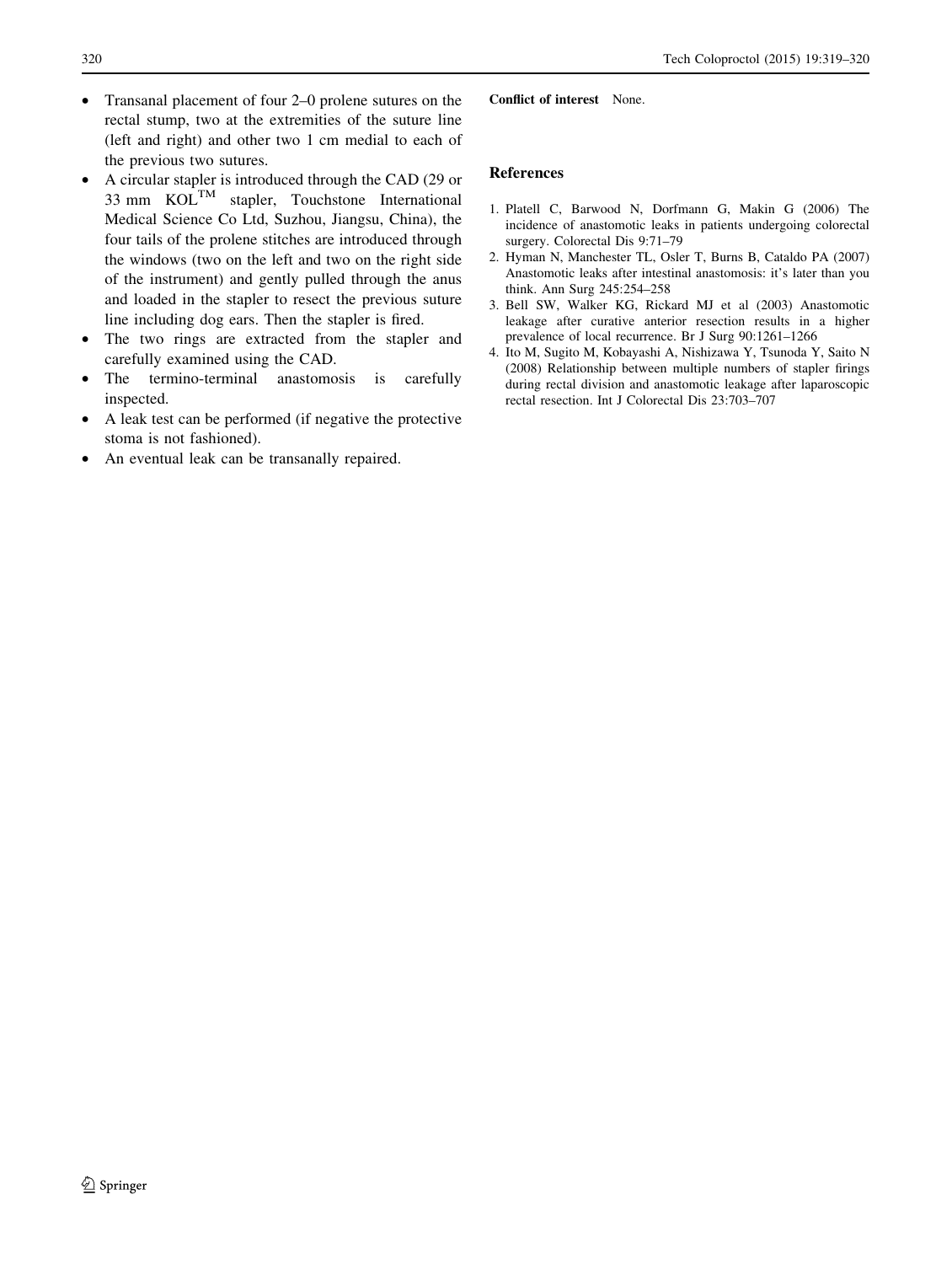- Transanal placement of four 2–0 prolene sutures on the rectal stump, two at the extremities of the suture line (left and right) and other two 1 cm medial to each of the previous two sutures.
- A circular stapler is introduced through the CAD (29 or 33 mm KOL™ stapler, Touchstone International Medical Science Co Ltd, Suzhou, Jiangsu, China), the four tails of the prolene stitches are introduced through the windows (two on the left and two on the right side of the instrument) and gently pulled through the anus and loaded in the stapler to resect the previous suture line including dog ears. Then the stapler is fired.
- The two rings are extracted from the stapler and carefully examined using the CAD.
- The termino-terminal anastomosis is carefully inspected.
- A leak test can be performed (if negative the protective stoma is not fashioned).
- An eventual leak can be transanally repaired.

**Conflict of interest** None.

## References

1. Platell C, Barwood N, Dorfmann G, Makin G (2006) The incidence of anastomotic leaks in patients undergoing colorectal surgery. Colorectal Dis 9:71–79
2. Hyman N, Manchester TL, Osler T, Burns B, Cataldo PA (2007) Anastomotic leaks after intestinal anastomosis: it's later than you think. Ann Surg 245:254–258
3. Bell SW, Walker KG, Rickard MJ et al (2003) Anastomotic leakage after curative anterior resection results in a higher prevalence of local recurrence. Br J Surg 90:1261–1266
4. Ito M, Sugito M, Kobayashi A, Nishizawa Y, Tsunoda Y, Saito N (2008) Relationship between multiple numbers of stapler firings during rectal division and anastomotic leakage after laparoscopic rectal resection. Int J Colorectal Dis 23:703–707